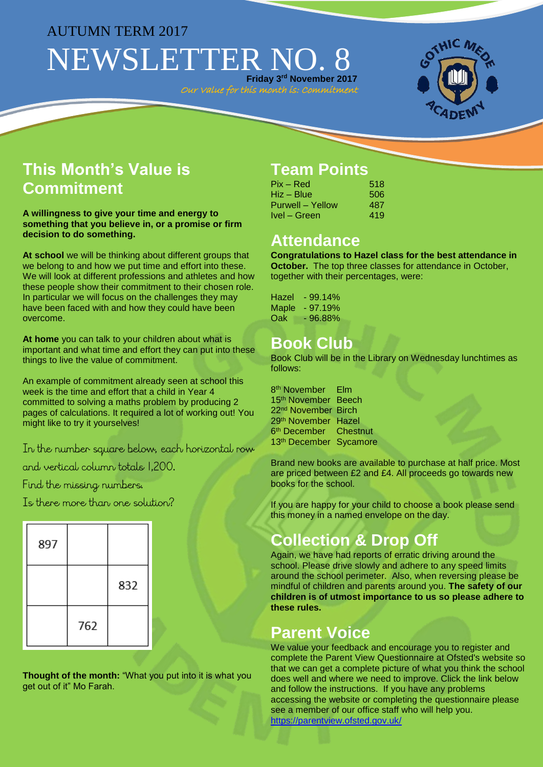AUTUMN TERM 2017

# NEWSLETTER NO. 8

**Friday 3rd November 2017**

*Our Value for this month is: Commitment*

## This Month's Value is Commitment

**A willingness to give your time and energy to something that you believe in, or a promise or firm decision to do something.**

**At school** we will be thinking about different groups that we belong to and how we put time and effort into these. We will look at different professions and athletes and how these people show their commitment to their chosen role. In particular we will focus on the challenges they may have been faced with and how they could have been overcome.

**At home** you can talk to your children about what is important and what time and effort they can put into these things to live the value of commitment.

An example of commitment already seen at school this week is the time and effort that a child in Year 4 committed to solving a maths problem by producing 2 pages of calculations. It required a lot of working out! You might like to try it yourselves!

In the number square below, each horizontal row and vertical column totals 1,200.

Find the missing numbers.

Is there more than one solution?

| | | |
|---|---|---|
| 897 | | |
| | | 832 |
| | 762 | |

**Thought of the month:** "What you put into it is what you get out of it" Mo Farah.

## Team Points

| | |
|---|---|
| Pix – Red | 518 |
| Hiz – Blue | 506 |
| Purwell – Yellow | 487 |
| Ivel – Green | 419 |

## Attendance

**Congratulations to Hazel class for the best attendance in October.** The top three classes for attendance in October, together with their percentages, were:

| | |
|---|---|
| Hazel | - 99.14% |
| Maple | - 97.19% |
| Oak | - 96.88% |

## Book Club

Book Club will be in the Library on Wednesday lunchtimes as follows:

| | |
|---|---|
| 8th November | Elm |
| 15th November | Beech |
| 22nd November | Birch |
| 29th November | Hazel |
| 6th December | Chestnut |
| 13th December | Sycamore |

Brand new books are available to purchase at half price. Most are priced between £2 and £4. All proceeds go towards new books for the school.

If you are happy for your child to choose a book please send this money in a named envelope on the day.

## Collection & Drop Off

Again, we have had reports of erratic driving around the school. Please drive slowly and adhere to any speed limits around the school perimeter. Also, when reversing please be mindful of children and parents around you. **The safety of our children is of utmost importance to us so please adhere to these rules.**

## Parent Voice

We value your feedback and encourage you to register and complete the Parent View Questionnaire at Ofsted's website so that we can get a complete picture of what you think the school does well and where we need to improve. Click the link below and follow the instructions. If you have any problems accessing the website or completing the questionnaire please see a member of our office staff who will help you.

https://parentview.ofsted.gov.uk/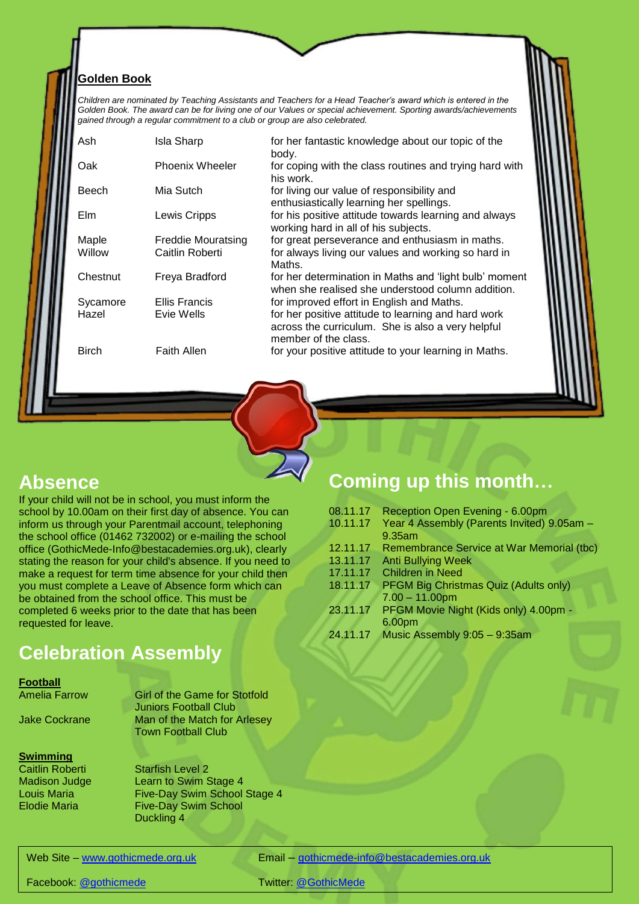## Golden Book

*Children are nominated by Teaching Assistants and Teachers for a Head Teacher's award which is entered in the Golden Book. The award can be for living one of our Values or special achievement. Sporting awards/achievements gained through a regular commitment to a club or group are also celebrated.*

| | | |
|---|---|---|
| Ash | Isla Sharp | for her fantastic knowledge about our topic of the body. |
| Oak | Phoenix Wheeler | for coping with the class routines and trying hard with his work. |
| Beech | Mia Sutch | for living our value of responsibility and enthusiastically learning her spellings. |
| Elm | Lewis Cripps | for his positive attitude towards learning and always working hard in all of his subjects. |
| Maple | Freddie Mouratsing | for great perseverance and enthusiasm in maths. |
| Willow | Caitlin Roberti | for always living our values and working so hard in Maths. |
| Chestnut | Freya Bradford | for her determination in Maths and 'light bulb' moment when she realised she understood column addition. |
| Sycamore | Ellis Francis | for improved effort in English and Maths. |
| Hazel | Evie Wells | for her positive attitude to learning and hard work across the curriculum. She is also a very helpful member of the class. |
| Birch | Faith Allen | for your positive attitude to your learning in Maths. |

## Absence

If your child will not be in school, you must inform the school by 10.00am on their first day of absence. You can inform us through your Parentmail account, telephoning the school office (01462 732002) or e-mailing the school office (GothicMede-Info@bestacademies.org.uk), clearly stating the reason for your child's absence. If you need to make a request for term time absence for your child then you must complete a Leave of Absence form which can be obtained from the school office. This must be completed 6 weeks prior to the date that has been requested for leave.

## Celebration Assembly

**Football**

| | |
|---|---|
| Amelia Farrow | Girl of the Game for Stotfold Juniors Football Club |
| Jake Cockrane | Man of the Match for Arlesey Town Football Club |

**Swimming**

| | |
|---|---|
| Caitlin Roberti | Starfish Level 2 |
| Madison Judge | Learn to Swim Stage 4 |
| Louis Maria | Five-Day Swim School Stage 4 |
| Elodie Maria | Five-Day Swim School Duckling 4 |

## Coming up this month…

| | |
|---|---|
| 08.11.17 | Reception Open Evening - 6.00pm |
| 10.11.17 | Year 4 Assembly (Parents Invited) 9.05am – 9.35am |
| 12.11.17 | Remembrance Service at War Memorial (tbc) |
| 13.11.17 | Anti Bullying Week |
| 17.11.17 | Children in Need |
| 18.11.17 | PFGM Big Christmas Quiz (Adults only) 7.00 – 11.00pm |
| 23.11.17 | PFGM Movie Night (Kids only) 4.00pm - 6.00pm |
| 24.11.17 | Music Assembly 9:05 – 9:35am |

Web Site – www.gothicmede.org.uk Email – gothicmede-info@bestacademies.org.uk

Facebook: @gothicmede Twitter: @GothicMede